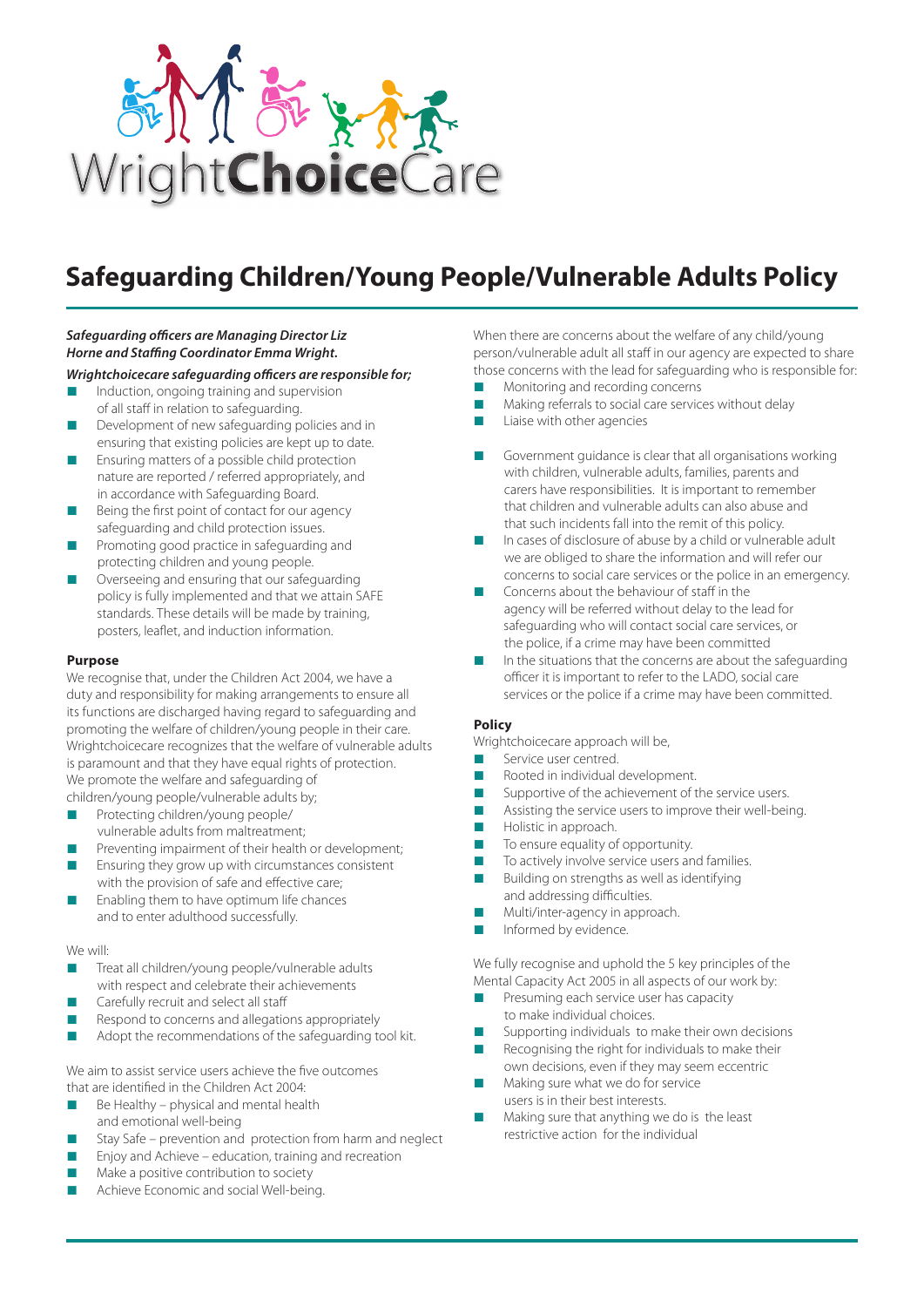WrightChoiceCare

# Safeguarding Children/Young People/Vulnerable Adults Policy

***Safeguarding officers are Managing Director Liz Horne and Staffing Coordinator Emma Wright.***

***Wrightchoicecare safeguarding officers are responsible for;***

- Induction, ongoing training and supervision of all staff in relation to safeguarding.
- Development of new safeguarding policies and in ensuring that existing policies are kept up to date.
- Ensuring matters of a possible child protection nature are reported / referred appropriately, and in accordance with Safeguarding Board.
- Being the first point of contact for our agency safeguarding and child protection issues.
- Promoting good practice in safeguarding and protecting children and young people.
- Overseeing and ensuring that our safeguarding policy is fully implemented and that we attain SAFE standards. These details will be made by training, posters, leaflet, and induction information.

**Purpose**

We recognise that, under the Children Act 2004, we have a duty and responsibility for making arrangements to ensure all its functions are discharged having regard to safeguarding and promoting the welfare of children/young people in their care. Wrightchoicecare recognizes that the welfare of vulnerable adults is paramount and that they have equal rights of protection. We promote the welfare and safeguarding of children/young people/vulnerable adults by;

- Protecting children/young people/ vulnerable adults from maltreatment;
- Preventing impairment of their health or development;
- Ensuring they grow up with circumstances consistent with the provision of safe and effective care;
- Enabling them to have optimum life chances and to enter adulthood successfully.

We will:

- Treat all children/young people/vulnerable adults with respect and celebrate their achievements
- Carefully recruit and select all staff
- Respond to concerns and allegations appropriately
- Adopt the recommendations of the safeguarding tool kit.

We aim to assist service users achieve the five outcomes that are identified in the Children Act 2004:

- Be Healthy – physical and mental health and emotional well-being
- Stay Safe – prevention and protection from harm and neglect
- Enjoy and Achieve – education, training and recreation
- Make a positive contribution to society
- Achieve Economic and social Well-being.

When there are concerns about the welfare of any child/young person/vulnerable adult all staff in our agency are expected to share those concerns with the lead for safeguarding who is responsible for:

- Monitoring and recording concerns
- Making referrals to social care services without delay
- Liaise with other agencies

- Government guidance is clear that all organisations working with children, vulnerable adults, families, parents and carers have responsibilities. It is important to remember that children and vulnerable adults can also abuse and that such incidents fall into the remit of this policy.
- In cases of disclosure of abuse by a child or vulnerable adult we are obliged to share the information and will refer our concerns to social care services or the police in an emergency.
- Concerns about the behaviour of staff in the agency will be referred without delay to the lead for safeguarding who will contact social care services, or the police, if a crime may have been committed
- In the situations that the concerns are about the safeguarding officer it is important to refer to the LADO, social care services or the police if a crime may have been committed.

**Policy**

Wrightchoicecare approach will be,

- Service user centred.
- Rooted in individual development.
- Supportive of the achievement of the service users.
- Assisting the service users to improve their well-being.
- Holistic in approach.
- To ensure equality of opportunity.
- To actively involve service users and families.
- Building on strengths as well as identifying and addressing difficulties.
- Multi/inter-agency in approach.
- Informed by evidence.

We fully recognise and uphold the 5 key principles of the Mental Capacity Act 2005 in all aspects of our work by:

- Presuming each service user has capacity to make individual choices.
- Supporting individuals to make their own decisions
- Recognising the right for individuals to make their own decisions, even if they may seem eccentric
- Making sure what we do for service users is in their best interests.
- Making sure that anything we do is the least restrictive action for the individual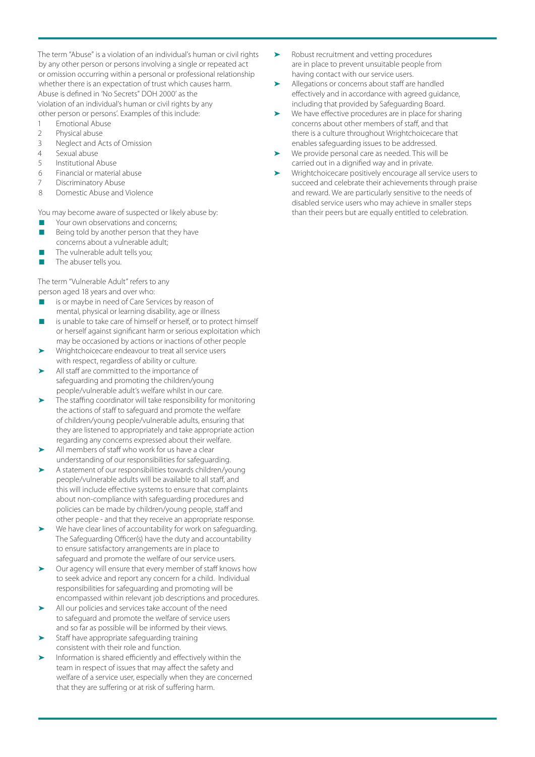The term "Abuse" is a violation of an individual's human or civil rights by any other person or persons involving a single or repeated act or omission occurring within a personal or professional relationship whether there is an expectation of trust which causes harm. Abuse is defined in 'No Secrets" DOH 2000' as the 'violation of an individual's human or civil rights by any other person or persons'. Examples of this include:

1. Emotional Abuse
2. Physical abuse
3. Neglect and Acts of Omission
4. Sexual abuse
5. Institutional Abuse
6. Financial or material abuse
7. Discriminatory Abuse
8. Domestic Abuse and Violence

You may become aware of suspected or likely abuse by:

- Your own observations and concerns;
- Being told by another person that they have concerns about a vulnerable adult;
- The vulnerable adult tells you;
- The abuser tells you.

The term "Vulnerable Adult" refers to any person aged 18 years and over who:

- is or maybe in need of Care Services by reason of mental, physical or learning disability, age or illness
- is unable to take care of himself or herself, or to protect himself or herself against significant harm or serious exploitation which may be occasioned by actions or inactions of other people

- Wrightchoicecare endeavour to treat all service users with respect, regardless of ability or culture.
- All staff are committed to the importance of safeguarding and promoting the children/young people/vulnerable adult's welfare whilst in our care.
- The staffing coordinator will take responsibility for monitoring the actions of staff to safeguard and promote the welfare of children/young people/vulnerable adults, ensuring that they are listened to appropriately and take appropriate action regarding any concerns expressed about their welfare.
- All members of staff who work for us have a clear understanding of our responsibilities for safeguarding.
- A statement of our responsibilities towards children/young people/vulnerable adults will be available to all staff, and this will include effective systems to ensure that complaints about non-compliance with safeguarding procedures and policies can be made by children/young people, staff and other people - and that they receive an appropriate response.
- We have clear lines of accountability for work on safeguarding. The Safeguarding Officer(s) have the duty and accountability to ensure satisfactory arrangements are in place to safeguard and promote the welfare of our service users.
- Our agency will ensure that every member of staff knows how to seek advice and report any concern for a child. Individual responsibilities for safeguarding and promoting will be encompassed within relevant job descriptions and procedures.
- All our policies and services take account of the need to safeguard and promote the welfare of service users and so far as possible will be informed by their views.
- Staff have appropriate safeguarding training consistent with their role and function.
- Information is shared efficiently and effectively within the team in respect of issues that may affect the safety and welfare of a service user, especially when they are concerned that they are suffering or at risk of suffering harm.
- Robust recruitment and vetting procedures are in place to prevent unsuitable people from having contact with our service users.
- Allegations or concerns about staff are handled effectively and in accordance with agreed guidance, including that provided by Safeguarding Board.
- We have effective procedures are in place for sharing concerns about other members of staff, and that there is a culture throughout Wrightchoicecare that enables safeguarding issues to be addressed.
- We provide personal care as needed. This will be carried out in a dignified way and in private.
- Wrightchoicecare positively encourage all service users to succeed and celebrate their achievements through praise and reward. We are particularly sensitive to the needs of disabled service users who may achieve in smaller steps than their peers but are equally entitled to celebration.